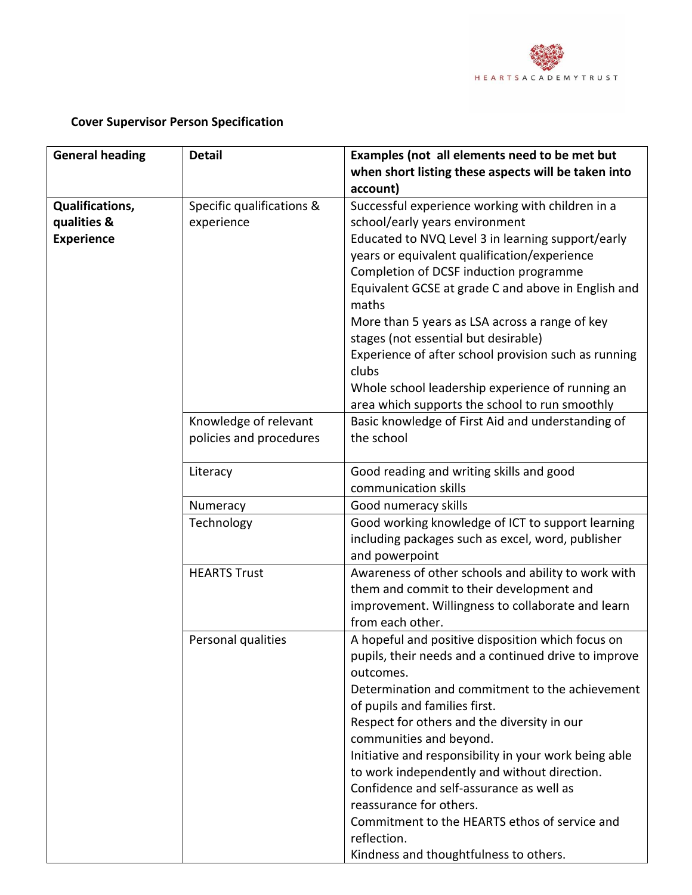HEARTSACADEMYTRUST

**Cover Supervisor Person Specification**

| General heading | Detail | Examples (not all elements need to be met but when short listing these aspects will be taken into account) |
|---|---|---|
| **Qualifications, qualities & Experience** | Specific qualifications & experience | Successful experience working with children in a school/early years environment<br>Educated to NVQ Level 3 in learning support/early years or equivalent qualification/experience<br>Completion of DCSF induction programme<br>Equivalent GCSE at grade C and above in English and maths<br>More than 5 years as LSA across a range of key stages (not essential but desirable)<br>Experience of after school provision such as running clubs<br>Whole school leadership experience of running an area which supports the school to run smoothly |
| | Knowledge of relevant policies and procedures | Basic knowledge of First Aid and understanding of the school |
| | Literacy | Good reading and writing skills and good communication skills |
| | Numeracy | Good numeracy skills |
| | Technology | Good working knowledge of ICT to support learning including packages such as excel, word, publisher and powerpoint |
| | HEARTS Trust | Awareness of other schools and ability to work with them and commit to their development and improvement. Willingness to collaborate and learn from each other. |
| | Personal qualities | A hopeful and positive disposition which focus on pupils, their needs and a continued drive to improve outcomes.<br>Determination and commitment to the achievement of pupils and families first.<br>Respect for others and the diversity in our communities and beyond.<br>Initiative and responsibility in your work being able to work independently and without direction.<br>Confidence and self-assurance as well as reassurance for others.<br>Commitment to the HEARTS ethos of service and reflection.<br>Kindness and thoughtfulness to others. |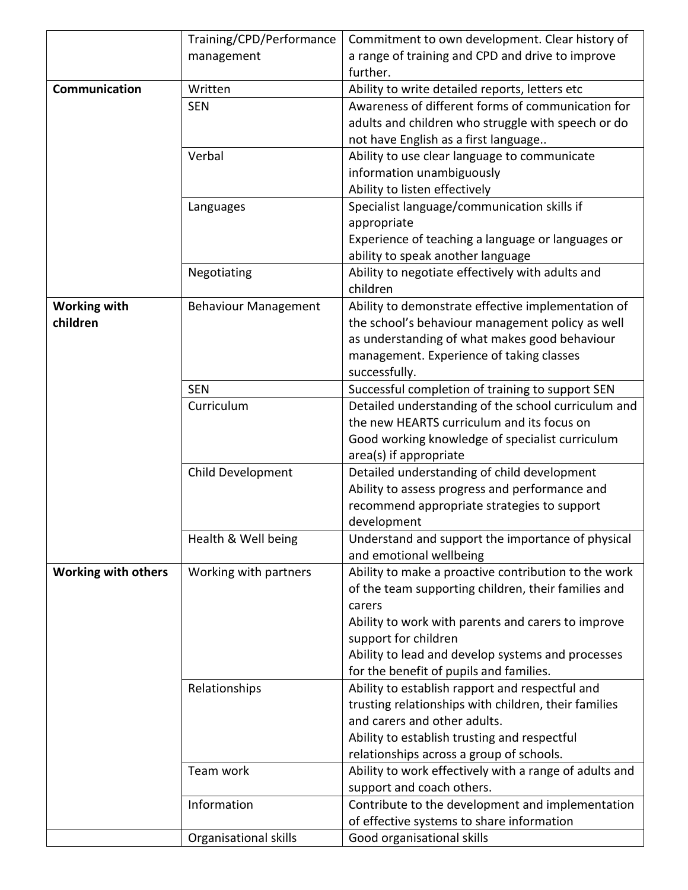| | | |
|---|---|---|
| | Training/CPD/Performance management | Commitment to own development. Clear history of a range of training and CPD and drive to improve further. |
| **Communication** | Written | Ability to write detailed reports, letters etc |
| | SEN | Awareness of different forms of communication for adults and children who struggle with speech or do not have English as a first language.. |
| | Verbal | Ability to use clear language to communicate information unambiguously<br>Ability to listen effectively |
| | Languages | Specialist language/communication skills if appropriate<br>Experience of teaching a language or languages or ability to speak another language |
| | Negotiating | Ability to negotiate effectively with adults and children |
| **Working with children** | Behaviour Management | Ability to demonstrate effective implementation of the school's behaviour management policy as well as understanding of what makes good behaviour management. Experience of taking classes successfully. |
| | SEN | Successful completion of training to support SEN |
| | Curriculum | Detailed understanding of the school curriculum and the new HEARTS curriculum and its focus on<br>Good working knowledge of specialist curriculum area(s) if appropriate |
| | Child Development | Detailed understanding of child development<br>Ability to assess progress and performance and recommend appropriate strategies to support development |
| | Health & Well being | Understand and support the importance of physical and emotional wellbeing |
| **Working with others** | Working with partners | Ability to make a proactive contribution to the work of the team supporting children, their families and carers<br>Ability to work with parents and carers to improve support for children<br>Ability to lead and develop systems and processes for the benefit of pupils and families. |
| | Relationships | Ability to establish rapport and respectful and trusting relationships with children, their families and carers and other adults.<br>Ability to establish trusting and respectful relationships across a group of schools. |
| | Team work | Ability to work effectively with a range of adults and support and coach others. |
| | Information | Contribute to the development and implementation of effective systems to share information |
| | Organisational skills | Good organisational skills |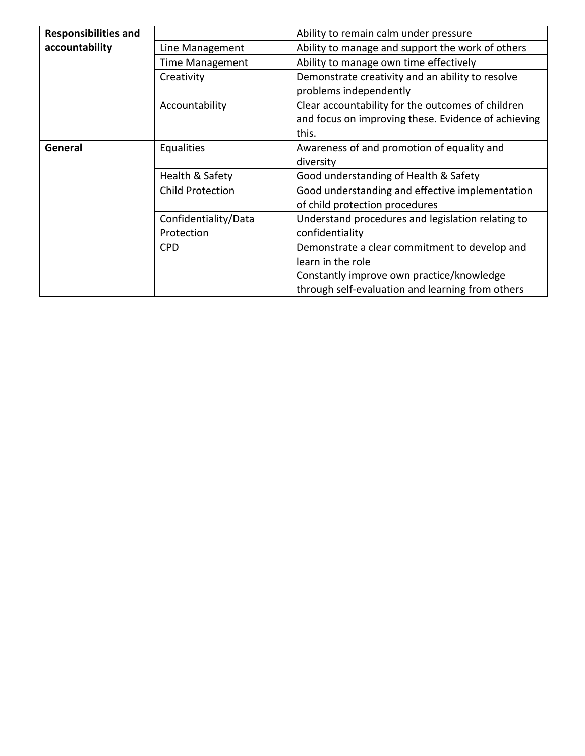| | | |
|---|---|---|
| **Responsibilities and accountability** | | Ability to remain calm under pressure |
| | Line Management | Ability to manage and support the work of others |
| | Time Management | Ability to manage own time effectively |
| | Creativity | Demonstrate creativity and an ability to resolve problems independently |
| | Accountability | Clear accountability for the outcomes of children and focus on improving these. Evidence of achieving this. |
| **General** | Equalities | Awareness of and promotion of equality and diversity |
| | Health & Safety | Good understanding of Health & Safety |
| | Child Protection | Good understanding and effective implementation of child protection procedures |
| | Confidentiality/Data Protection | Understand procedures and legislation relating to confidentiality |
| | CPD | Demonstrate a clear commitment to develop and learn in the role<br>Constantly improve own practice/knowledge through self-evaluation and learning from others |